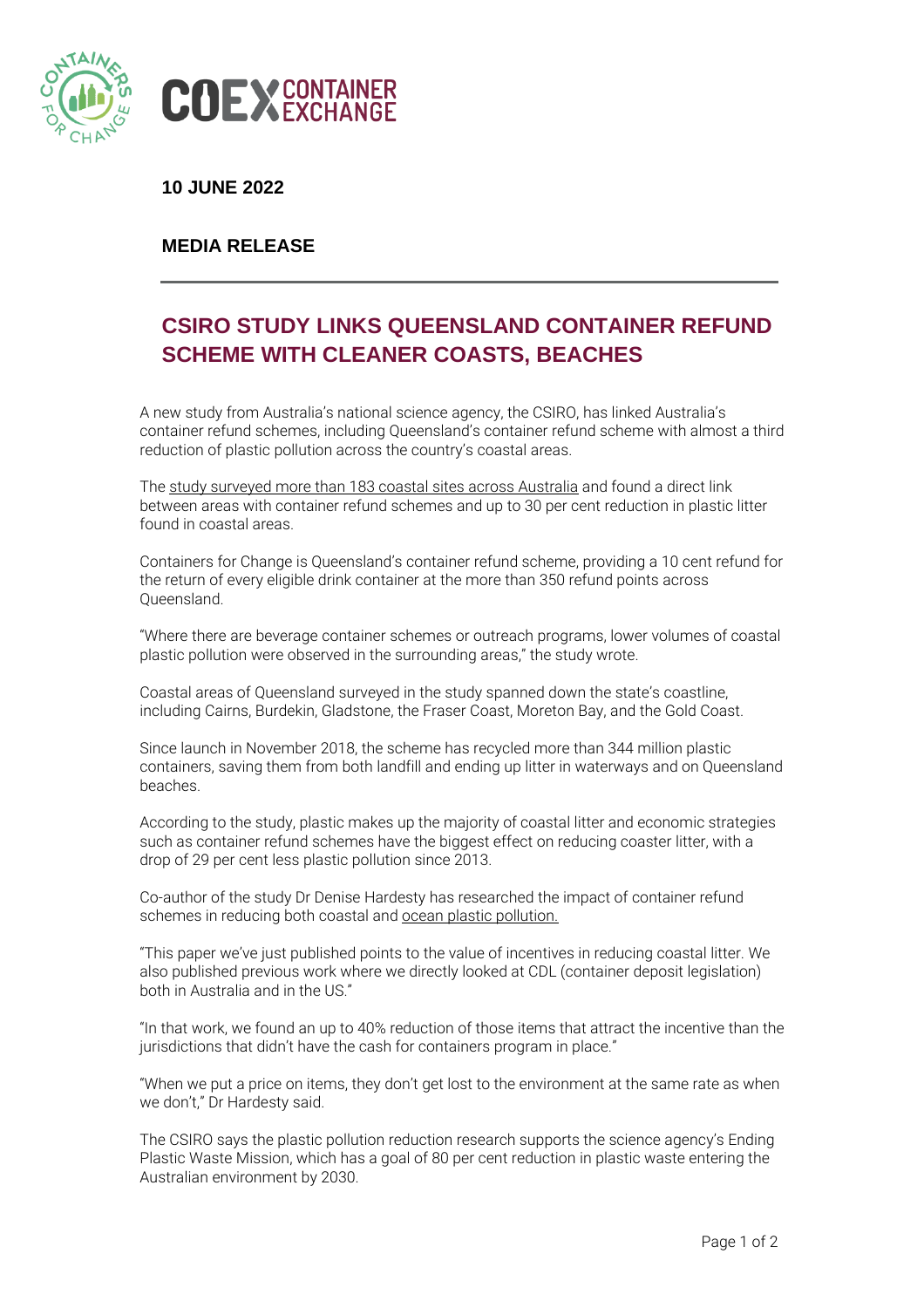**10 JUNE 2022**

**MEDIA RELEASE**

# CSIRO STUDY LINKS QUEENSLAND CONTAINER REFUND SCHEME WITH CLEANER COASTS, BEACHES

A new study from Australia's national science agency, the CSIRO, has linked Australia's container refund schemes, including Queensland's container refund scheme with almost a third reduction of plastic pollution across the country's coastal areas.

The study surveyed more than 183 coastal sites across Australia and found a direct link between areas with container refund schemes and up to 30 per cent reduction in plastic litter found in coastal areas.

Containers for Change is Queensland's container refund scheme, providing a 10 cent refund for the return of every eligible drink container at the more than 350 refund points across Queensland.

"Where there are beverage container schemes or outreach programs, lower volumes of coastal plastic pollution were observed in the surrounding areas," the study wrote.

Coastal areas of Queensland surveyed in the study spanned down the state's coastline, including Cairns, Burdekin, Gladstone, the Fraser Coast, Moreton Bay, and the Gold Coast.

Since launch in November 2018, the scheme has recycled more than 344 million plastic containers, saving them from both landfill and ending up litter in waterways and on Queensland beaches.

According to the study, plastic makes up the majority of coastal litter and economic strategies such as container refund schemes have the biggest effect on reducing coaster litter, with a drop of 29 per cent less plastic pollution since 2013.

Co-author of the study Dr Denise Hardesty has researched the impact of container refund schemes in reducing both coastal and ocean plastic pollution.

"This paper we've just published points to the value of incentives in reducing coastal litter. We also published previous work where we directly looked at CDL (container deposit legislation) both in Australia and in the US."

"In that work, we found an up to 40% reduction of those items that attract the incentive than the jurisdictions that didn't have the cash for containers program in place."

"When we put a price on items, they don't get lost to the environment at the same rate as when we don't," Dr Hardesty said.

The CSIRO says the plastic pollution reduction research supports the science agency's Ending Plastic Waste Mission, which has a goal of 80 per cent reduction in plastic waste entering the Australian environment by 2030.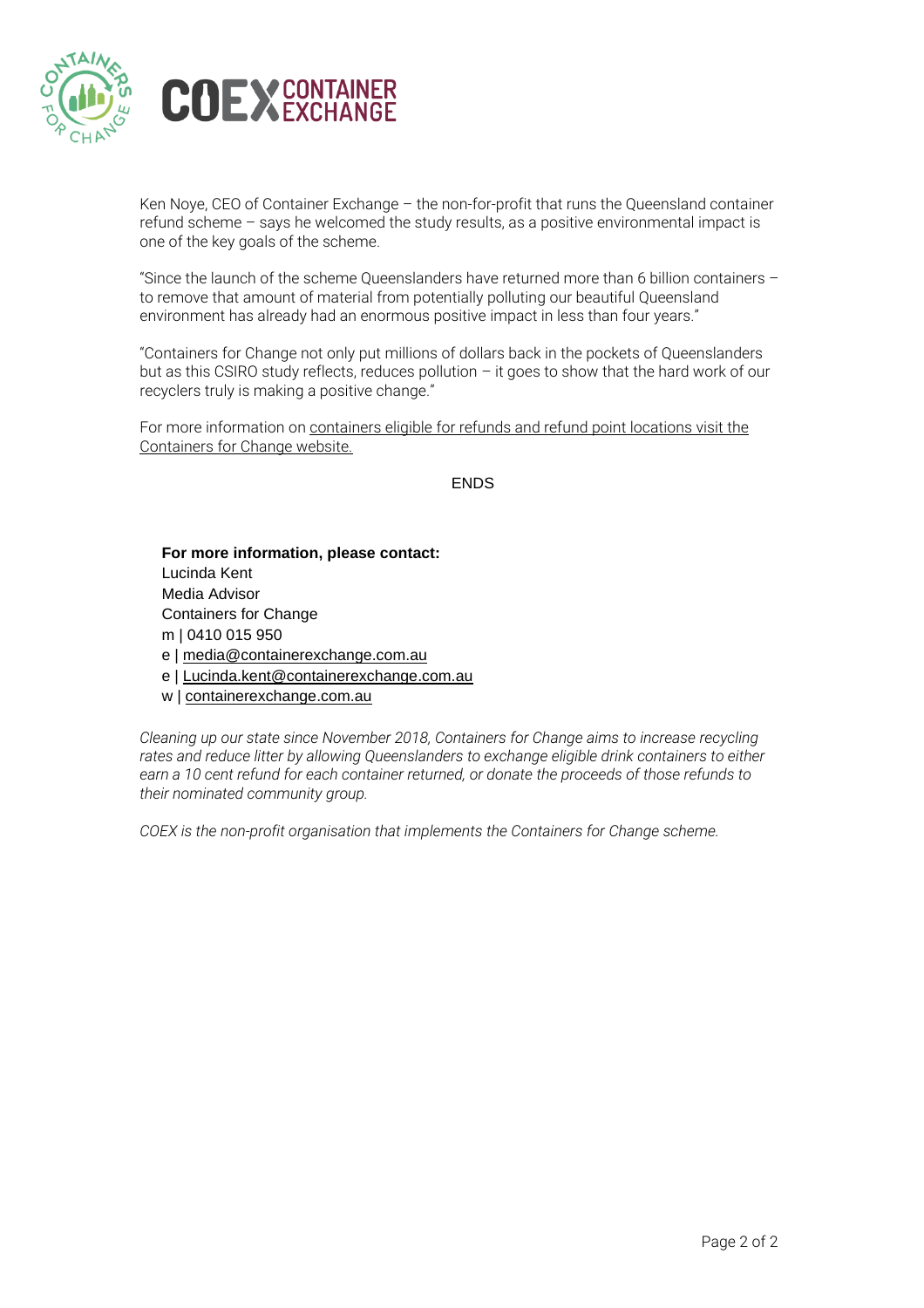Ken Noye, CEO of Container Exchange – the non-for-profit that runs the Queensland container refund scheme – says he welcomed the study results, as a positive environmental impact is one of the key goals of the scheme.

"Since the launch of the scheme Queenslanders have returned more than 6 billion containers – to remove that amount of material from potentially polluting our beautiful Queensland environment has already had an enormous positive impact in less than four years."

"Containers for Change not only put millions of dollars back in the pockets of Queenslanders but as this CSIRO study reflects, reduces pollution – it goes to show that the hard work of our recyclers truly is making a positive change."

For more information on containers eligible for refunds and refund point locations visit the Containers for Change website.

ENDS

**For more information, please contact:**
Lucinda Kent
Media Advisor
Containers for Change
m | 0410 015 950
e | media@containerexchange.com.au
e | Lucinda.kent@containerexchange.com.au
w | containerexchange.com.au

*Cleaning up our state since November 2018, Containers for Change aims to increase recycling rates and reduce litter by allowing Queenslanders to exchange eligible drink containers to either earn a 10 cent refund for each container returned, or donate the proceeds of those refunds to their nominated community group.*

*COEX is the non-profit organisation that implements the Containers for Change scheme.*